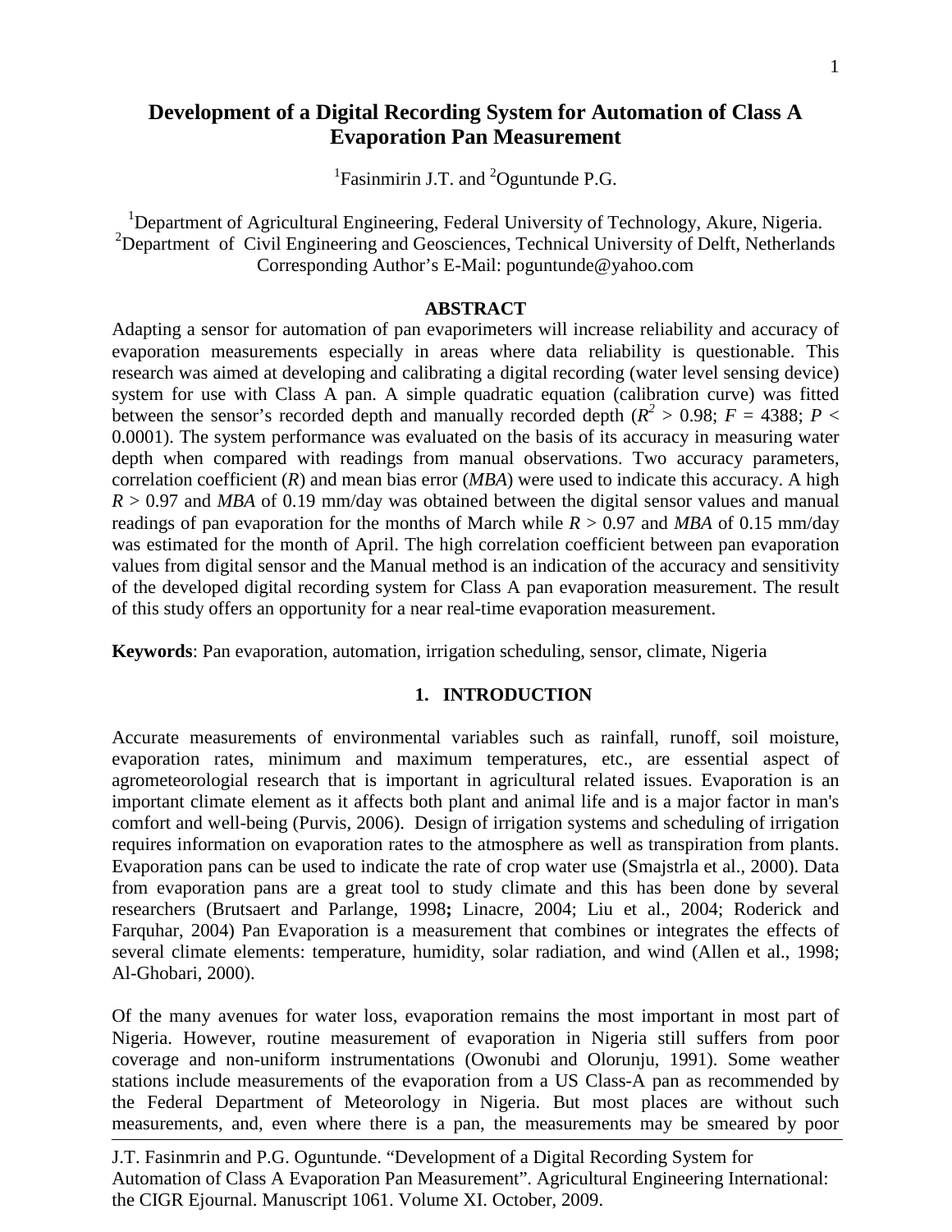# Development of a Digital Recording System for Automation of Class A Evaporation Pan Measurement

[1]Fasinmirin J.T. and [2]Oguntunde P.G.

[1]Department of Agricultural Engineering, Federal University of Technology, Akure, Nigeria.
[2]Department of Civil Engineering and Geosciences, Technical University of Delft, Netherlands
Corresponding Author's E-Mail: poguntunde@yahoo.com

## ABSTRACT

Adapting a sensor for automation of pan evaporimeters will increase reliability and accuracy of evaporation measurements especially in areas where data reliability is questionable. This research was aimed at developing and calibrating a digital recording (water level sensing device) system for use with Class A pan. A simple quadratic equation (calibration curve) was fitted between the sensor's recorded depth and manually recorded depth ($R^2 > 0.98$; $F = 4388$; $P < 0.0001$). The system performance was evaluated on the basis of its accuracy in measuring water depth when compared with readings from manual observations. Two accuracy parameters, correlation coefficient ($R$) and mean bias error ($MBA$) were used to indicate this accuracy. A high $R > 0.97$ and $MBA$ of 0.19 mm/day was obtained between the digital sensor values and manual readings of pan evaporation for the months of March while $R > 0.97$ and $MBA$ of 0.15 mm/day was estimated for the month of April. The high correlation coefficient between pan evaporation values from digital sensor and the Manual method is an indication of the accuracy and sensitivity of the developed digital recording system for Class A pan evaporation measurement. The result of this study offers an opportunity for a near real-time evaporation measurement.

**Keywords**: Pan evaporation, automation, irrigation scheduling, sensor, climate, Nigeria

## 1. INTRODUCTION

Accurate measurements of environmental variables such as rainfall, runoff, soil moisture, evaporation rates, minimum and maximum temperatures, etc., are essential aspect of agrometeorologial research that is important in agricultural related issues. Evaporation is an important climate element as it affects both plant and animal life and is a major factor in man's comfort and well-being (Purvis, 2006). Design of irrigation systems and scheduling of irrigation requires information on evaporation rates to the atmosphere as well as transpiration from plants. Evaporation pans can be used to indicate the rate of crop water use (Smajstrla et al., 2000). Data from evaporation pans are a great tool to study climate and this has been done by several researchers (Brutsaert and Parlange, 1998**;** Linacre, 2004; Liu et al., 2004; Roderick and Farquhar, 2004) Pan Evaporation is a measurement that combines or integrates the effects of several climate elements: temperature, humidity, solar radiation, and wind (Allen et al., 1998; Al-Ghobari, 2000).

Of the many avenues for water loss, evaporation remains the most important in most part of Nigeria. However, routine measurement of evaporation in Nigeria still suffers from poor coverage and non-uniform instrumentations (Owonubi and Olorunju, 1991). Some weather stations include measurements of the evaporation from a US Class-A pan as recommended by the Federal Department of Meteorology in Nigeria. But most places are without such measurements, and, even where there is a pan, the measurements may be smeared by poor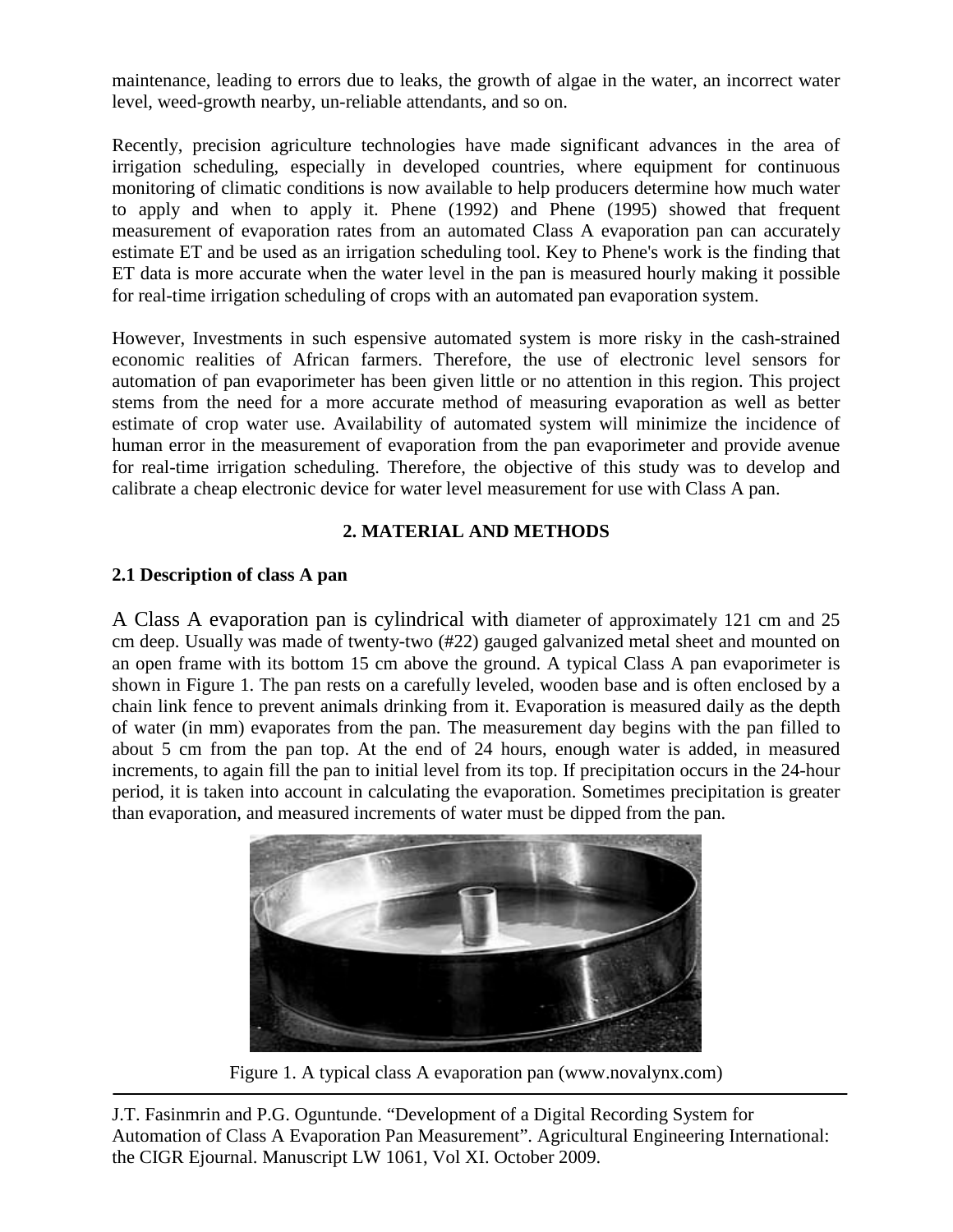maintenance, leading to errors due to leaks, the growth of algae in the water, an incorrect water level, weed-growth nearby, un-reliable attendants, and so on.

Recently, precision agriculture technologies have made significant advances in the area of irrigation scheduling, especially in developed countries, where equipment for continuous monitoring of climatic conditions is now available to help producers determine how much water to apply and when to apply it. Phene (1992) and Phene (1995) showed that frequent measurement of evaporation rates from an automated Class A evaporation pan can accurately estimate ET and be used as an irrigation scheduling tool. Key to Phene's work is the finding that ET data is more accurate when the water level in the pan is measured hourly making it possible for real-time irrigation scheduling of crops with an automated pan evaporation system.

However, Investments in such espensive automated system is more risky in the cash-strained economic realities of African farmers. Therefore, the use of electronic level sensors for automation of pan evaporimeter has been given little or no attention in this region. This project stems from the need for a more accurate method of measuring evaporation as well as better estimate of crop water use. Availability of automated system will minimize the incidence of human error in the measurement of evaporation from the pan evaporimeter and provide avenue for real-time irrigation scheduling. Therefore, the objective of this study was to develop and calibrate a cheap electronic device for water level measurement for use with Class A pan.

## 2. MATERIAL AND METHODS

### 2.1 Description of class A pan

A Class A evaporation pan is cylindrical with diameter of approximately 121 cm and 25 cm deep. Usually was made of twenty-two (#22) gauged galvanized metal sheet and mounted on an open frame with its bottom 15 cm above the ground. A typical Class A pan evaporimeter is shown in Figure 1. The pan rests on a carefully leveled, wooden base and is often enclosed by a chain link fence to prevent animals drinking from it. Evaporation is measured daily as the depth of water (in mm) evaporates from the pan. The measurement day begins with the pan filled to about 5 cm from the pan top. At the end of 24 hours, enough water is added, in measured increments, to again fill the pan to initial level from its top. If precipitation occurs in the 24-hour period, it is taken into account in calculating the evaporation. Sometimes precipitation is greater than evaporation, and measured increments of water must be dipped from the pan.

Figure 1. A typical class A evaporation pan (www.novalynx.com)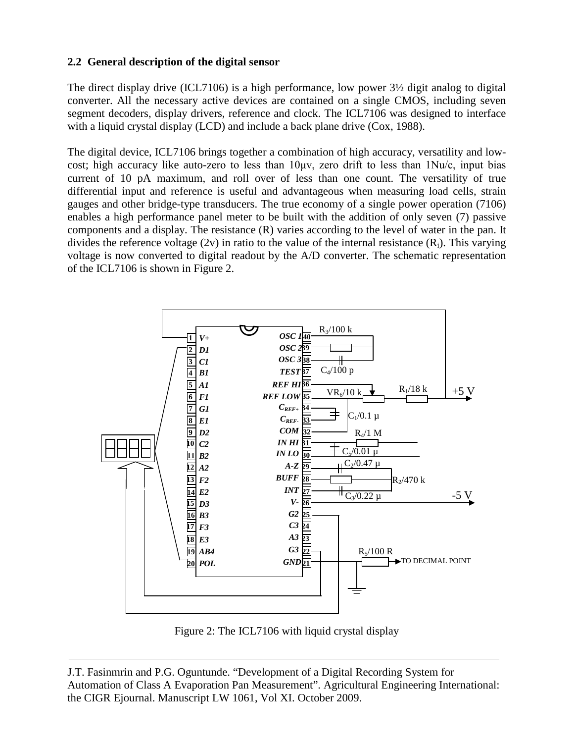### 2.2 General description of the digital sensor

The direct display drive (ICL7106) is a high performance, low power 3½ digit analog to digital converter. All the necessary active devices are contained on a single CMOS, including seven segment decoders, display drivers, reference and clock. The ICL7106 was designed to interface with a liquid crystal display (LCD) and include a back plane drive (Cox, 1988).

The digital device, ICL7106 brings together a combination of high accuracy, versatility and low-cost; high accuracy like auto-zero to less than 10μv, zero drift to less than 1Nu/c, input bias current of 10 pA maximum, and roll over of less than one count. The versatility of true differential input and reference is useful and advantageous when measuring load cells, strain gauges and other bridge-type transducers. The true economy of a single power operation (7106) enables a high performance panel meter to be built with the addition of only seven (7) passive components and a display. The resistance (R) varies according to the level of water in the pan. It divides the reference voltage (2v) in ratio to the value of the internal resistance ($R_i$). This varying voltage is now converted to digital readout by the A/D converter. The schematic representation of the ICL7106 is shown in Figure 2.

Figure 2: The ICL7106 with liquid crystal display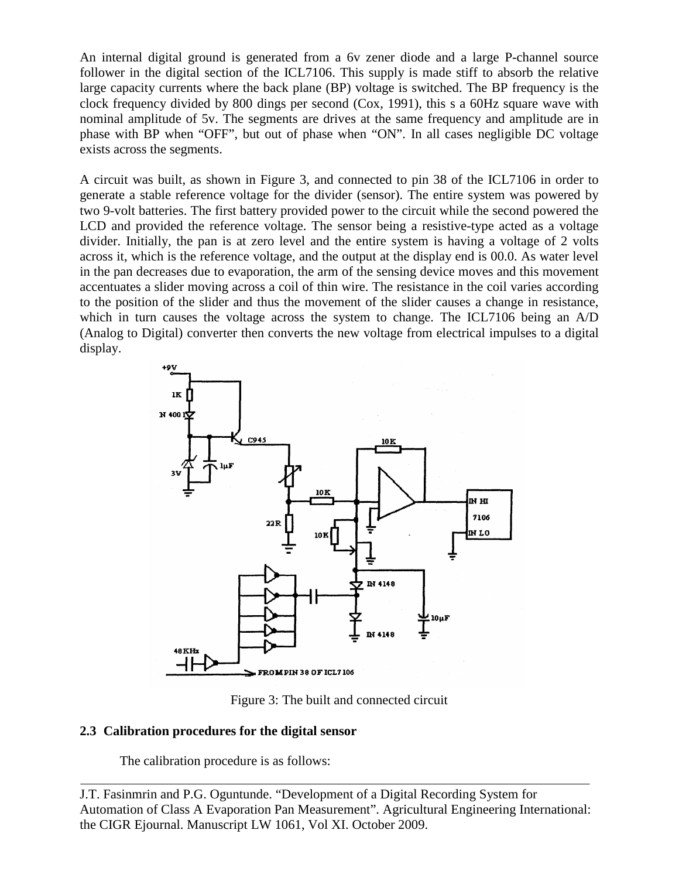An internal digital ground is generated from a 6v zener diode and a large P-channel source follower in the digital section of the ICL7106. This supply is made stiff to absorb the relative large capacity currents where the back plane (BP) voltage is switched. The BP frequency is the clock frequency divided by 800 dings per second (Cox, 1991), this s a 60Hz square wave with nominal amplitude of 5v. The segments are drives at the same frequency and amplitude are in phase with BP when "OFF", but out of phase when "ON". In all cases negligible DC voltage exists across the segments.

A circuit was built, as shown in Figure 3, and connected to pin 38 of the ICL7106 in order to generate a stable reference voltage for the divider (sensor). The entire system was powered by two 9-volt batteries. The first battery provided power to the circuit while the second powered the LCD and provided the reference voltage. The sensor being a resistive-type acted as a voltage divider. Initially, the pan is at zero level and the entire system is having a voltage of 2 volts across it, which is the reference voltage, and the output at the display end is 00.0. As water level in the pan decreases due to evaporation, the arm of the sensing device moves and this movement accentuates a slider moving across a coil of thin wire. The resistance in the coil varies according to the position of the slider and thus the movement of the slider causes a change in resistance, which in turn causes the voltage across the system to change. The ICL7106 being an A/D (Analog to Digital) converter then converts the new voltage from electrical impulses to a digital display.

Figure 3: The built and connected circuit

## 2.3 Calibration procedures for the digital sensor

The calibration procedure is as follows: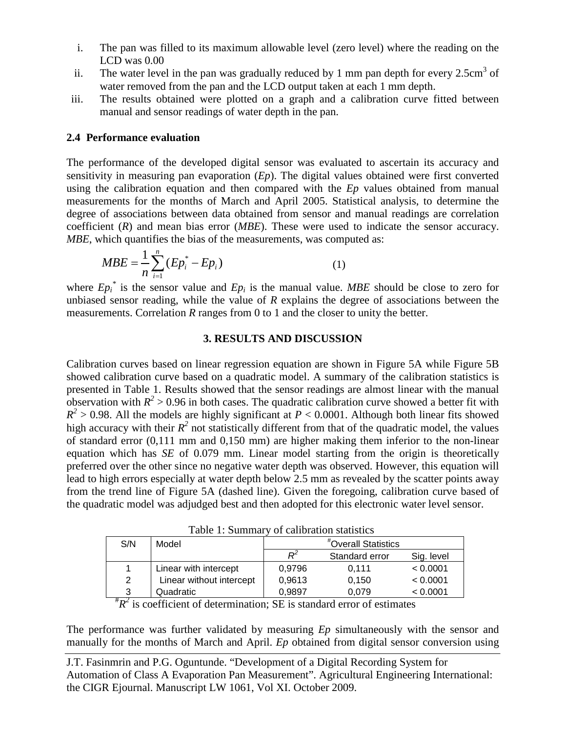i. The pan was filled to its maximum allowable level (zero level) where the reading on the LCD was 0.00
ii. The water level in the pan was gradually reduced by 1 mm pan depth for every 2.5cm$^3$ of water removed from the pan and the LCD output taken at each 1 mm depth.
iii. The results obtained were plotted on a graph and a calibration curve fitted between manual and sensor readings of water depth in the pan.

### 2.4 Performance evaluation

The performance of the developed digital sensor was evaluated to ascertain its accuracy and sensitivity in measuring pan evaporation (*Ep*). The digital values obtained were first converted using the calibration equation and then compared with the *Ep* values obtained from manual measurements for the months of March and April 2005. Statistical analysis, to determine the degree of associations between data obtained from sensor and manual readings are correlation coefficient (*R*) and mean bias error (*MBE*). These were used to indicate the sensor accuracy. *MBE*, which quantifies the bias of the measurements, was computed as:

$$MBE = \frac{1}{n}\sum_{i=1}^{n}(Ep_i^* - Ep_i) \qquad (1)$$

where $Ep_i^*$ is the sensor value and $Ep_i$ is the manual value. *MBE* should be close to zero for unbiased sensor reading, while the value of *R* explains the degree of associations between the measurements. Correlation *R* ranges from 0 to 1 and the closer to unity the better.

## 3. RESULTS AND DISCUSSION

Calibration curves based on linear regression equation are shown in Figure 5A while Figure 5B showed calibration curve based on a quadratic model. A summary of the calibration statistics is presented in Table 1. Results showed that the sensor readings are almost linear with the manual observation with $R^2 > 0.96$ in both cases. The quadratic calibration curve showed a better fit with $R^2 > 0.98$. All the models are highly significant at $P < 0.0001$. Although both linear fits showed high accuracy with their $R^2$ not statistically different from that of the quadratic model, the values of standard error (0,111 mm and 0,150 mm) are higher making them inferior to the non-linear equation which has *SE* of 0.079 mm. Linear model starting from the origin is theoretically preferred over the other since no negative water depth was observed. However, this equation will lead to high errors especially at water depth below 2.5 mm as revealed by the scatter points away from the trend line of Figure 5A (dashed line). Given the foregoing, calibration curve based of the quadratic model was adjudged best and then adopted for this electronic water level sensor.

Table 1: Summary of calibration statistics

| S/N | Model | #Overall Statistics | | |
|---|---|---|---|---|
| | | $R^2$ | Standard error | Sig. level |
| 1 | Linear with intercept | 0,9796 | 0,111 | < 0.0001 |
| 2 | Linear without intercept | 0,9613 | 0,150 | < 0.0001 |
| 3 | Quadratic | 0,9897 | 0,079 | < 0.0001 |

#$R^2$ is coefficient of determination; SE is standard error of estimates

The performance was further validated by measuring *Ep* simultaneously with the sensor and manually for the months of March and April. *Ep* obtained from digital sensor conversion using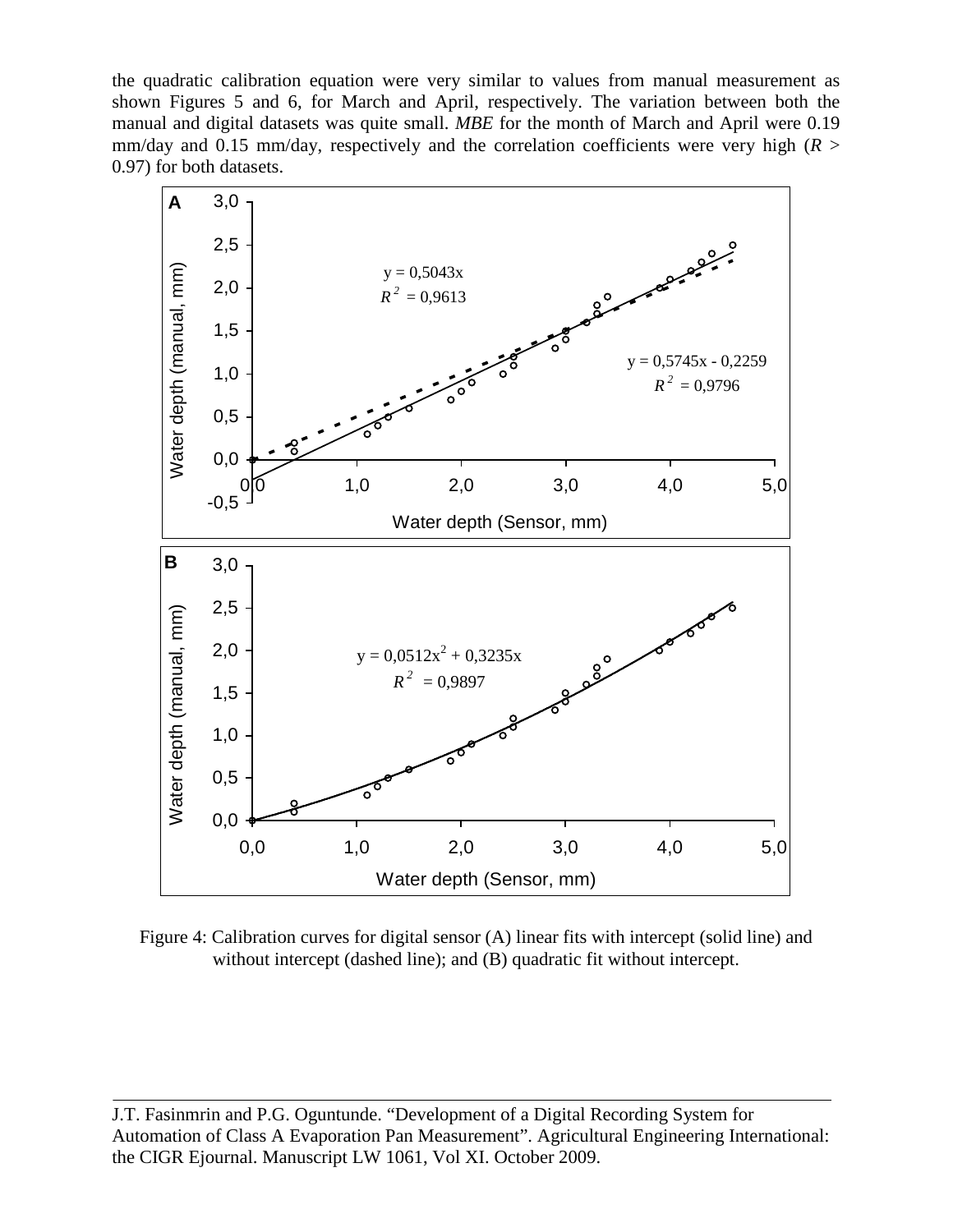the quadratic calibration equation were very similar to values from manual measurement as shown Figures 5 and 6, for March and April, respectively. The variation between both the manual and digital datasets was quite small. *MBE* for the month of March and April were 0.19 mm/day and 0.15 mm/day, respectively and the correlation coefficients were very high ($R$ > 0.97) for both datasets.

Figure 4: Calibration curves for digital sensor (A) linear fits with intercept (solid line) and without intercept (dashed line); and (B) quadratic fit without intercept.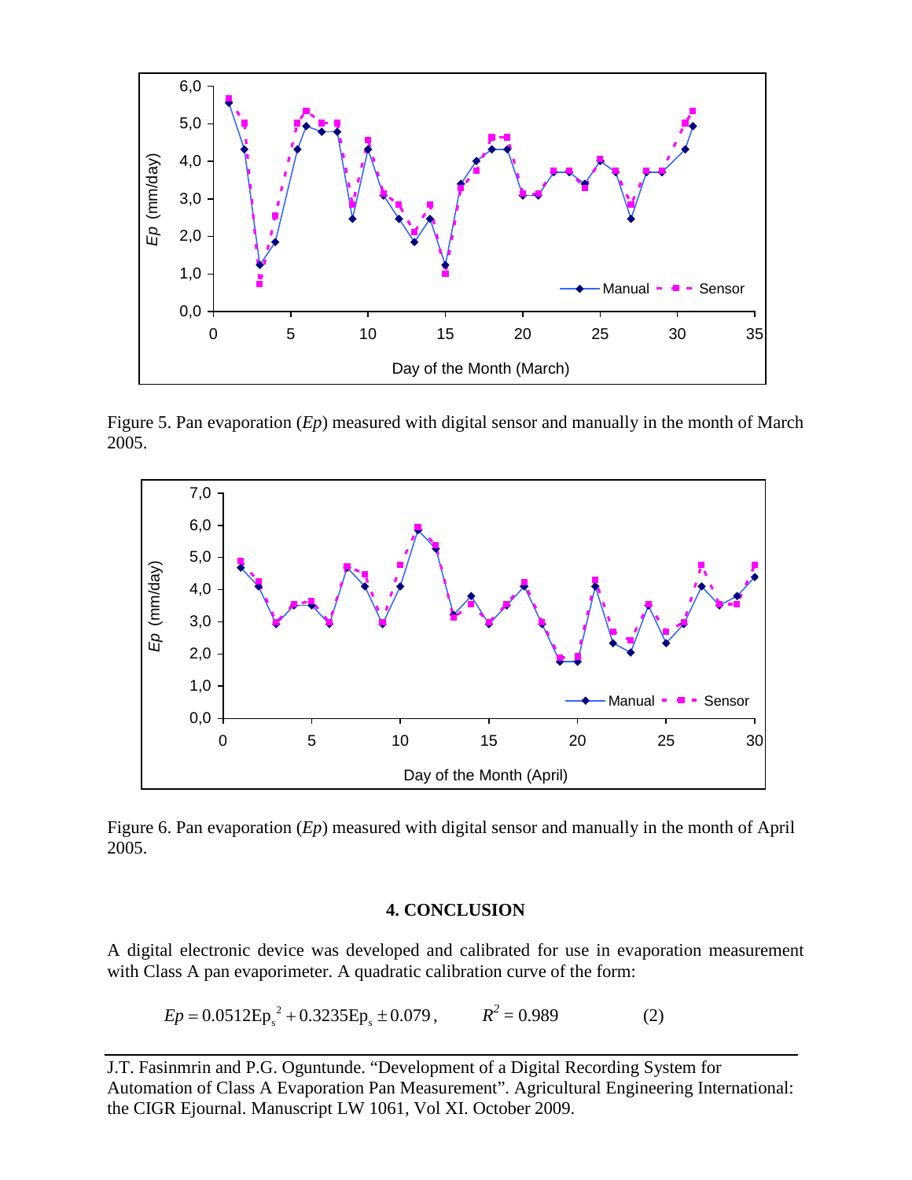Figure 5. Pan evaporation (*Ep*) measured with digital sensor and manually in the month of March 2005.

Figure 6. Pan evaporation (*Ep*) measured with digital sensor and manually in the month of April 2005.

## 4. CONCLUSION

A digital electronic device was developed and calibrated for use in evaporation measurement with Class A pan evaporimeter. A quadratic calibration curve of the form:

$$Ep = 0.0512Ep_s^{\ 2} + 0.3235Ep_s \pm 0.079, \qquad R^2 = 0.989 \qquad (2)$$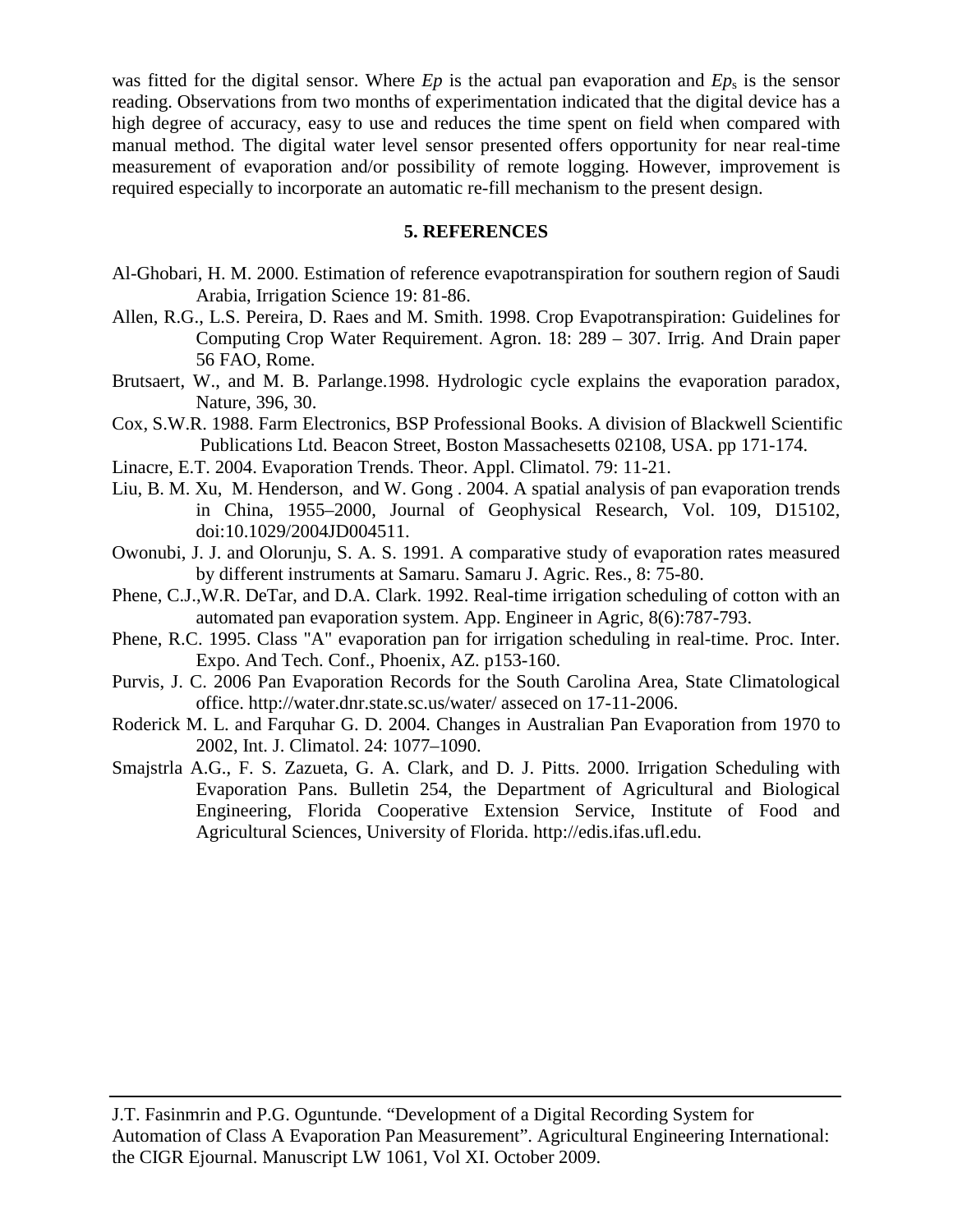was fitted for the digital sensor. Where *Ep* is the actual pan evaporation and $Ep_s$ is the sensor reading. Observations from two months of experimentation indicated that the digital device has a high degree of accuracy, easy to use and reduces the time spent on field when compared with manual method. The digital water level sensor presented offers opportunity for near real-time measurement of evaporation and/or possibility of remote logging. However, improvement is required especially to incorporate an automatic re-fill mechanism to the present design.

## 5. REFERENCES

Al-Ghobari, H. M. 2000. Estimation of reference evapotranspiration for southern region of Saudi Arabia, Irrigation Science 19: 81-86.

Allen, R.G., L.S. Pereira, D. Raes and M. Smith. 1998. Crop Evapotranspiration: Guidelines for Computing Crop Water Requirement. Agron. 18: 289 – 307. Irrig. And Drain paper 56 FAO, Rome.

Brutsaert, W., and M. B. Parlange.1998. Hydrologic cycle explains the evaporation paradox, Nature, 396, 30.

Cox, S.W.R. 1988. Farm Electronics, BSP Professional Books. A division of Blackwell Scientific Publications Ltd. Beacon Street, Boston Massachesetts 02108, USA. pp 171-174.

Linacre, E.T. 2004. Evaporation Trends. Theor. Appl. Climatol. 79: 11-21.

Liu, B. M. Xu, M. Henderson, and W. Gong . 2004. A spatial analysis of pan evaporation trends in China, 1955–2000, Journal of Geophysical Research, Vol. 109, D15102, doi:10.1029/2004JD004511.

Owonubi, J. J. and Olorunju, S. A. S. 1991. A comparative study of evaporation rates measured by different instruments at Samaru. Samaru J. Agric. Res., 8: 75-80.

Phene, C.J.,W.R. DeTar, and D.A. Clark. 1992. Real-time irrigation scheduling of cotton with an automated pan evaporation system. App. Engineer in Agric, 8(6):787-793.

Phene, R.C. 1995. Class "A" evaporation pan for irrigation scheduling in real-time. Proc. Inter. Expo. And Tech. Conf., Phoenix, AZ. p153-160.

Purvis, J. C. 2006 Pan Evaporation Records for the South Carolina Area, State Climatological office. http://water.dnr.state.sc.us/water/ asseced on 17-11-2006.

Roderick M. L. and Farquhar G. D. 2004. Changes in Australian Pan Evaporation from 1970 to 2002, Int. J. Climatol. 24: 1077–1090.

Smajstrla A.G., F. S. Zazueta, G. A. Clark, and D. J. Pitts. 2000. Irrigation Scheduling with Evaporation Pans. Bulletin 254, the Department of Agricultural and Biological Engineering, Florida Cooperative Extension Service, Institute of Food and Agricultural Sciences, University of Florida. http://edis.ifas.ufl.edu.